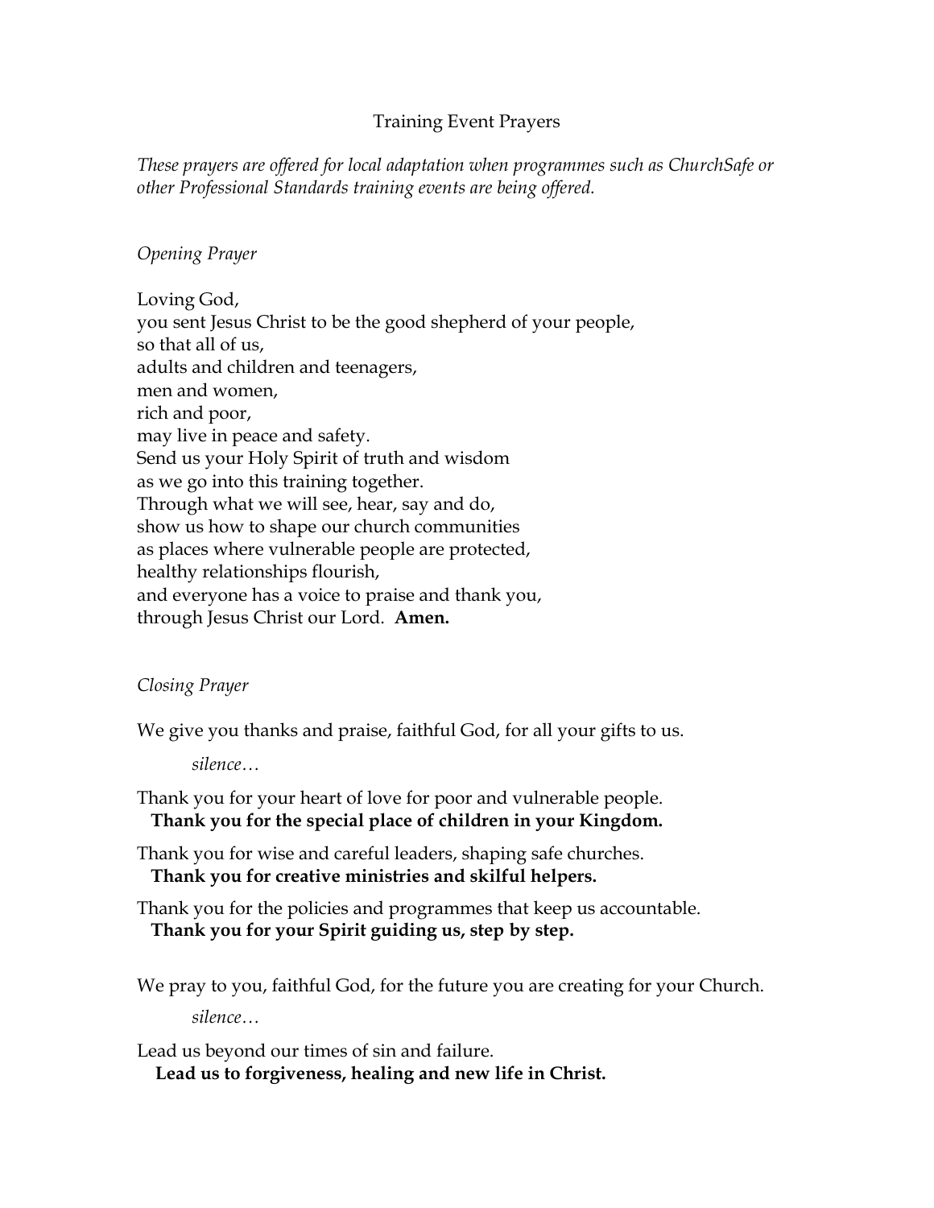# Training Event Prayers

*These prayers are offered for local adaptation when programmes such as ChurchSafe or other Professional Standards training events are being offered.*

*Opening Prayer*

Loving God,
you sent Jesus Christ to be the good shepherd of your people,
so that all of us,
adults and children and teenagers,
men and women,
rich and poor,
may live in peace and safety.
Send us your Holy Spirit of truth and wisdom
as we go into this training together.
Through what we will see, hear, say and do,
show us how to shape our church communities
as places where vulnerable people are protected,
healthy relationships flourish,
and everyone has a voice to praise and thank you,
through Jesus Christ our Lord. **Amen.**

*Closing Prayer*

We give you thanks and praise, faithful God, for all your gifts to us.

*silence…*

Thank you for your heart of love for poor and vulnerable people.
**Thank you for the special place of children in your Kingdom.**

Thank you for wise and careful leaders, shaping safe churches.
**Thank you for creative ministries and skilful helpers.**

Thank you for the policies and programmes that keep us accountable.
**Thank you for your Spirit guiding us, step by step.**

We pray to you, faithful God, for the future you are creating for your Church.

*silence…*

Lead us beyond our times of sin and failure.
**Lead us to forgiveness, healing and new life in Christ.**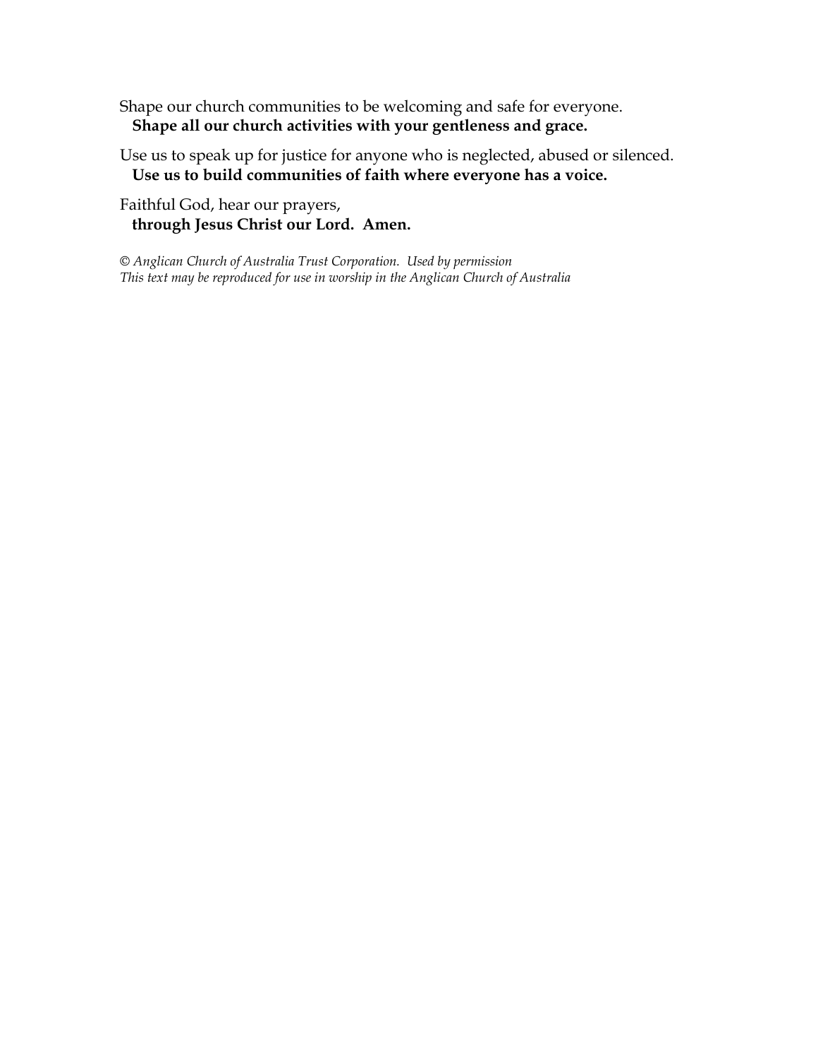Shape our church communities to be welcoming and safe for everyone.
**Shape all our church activities with your gentleness and grace.**

Use us to speak up for justice for anyone who is neglected, abused or silenced.
**Use us to build communities of faith where everyone has a voice.**

Faithful God, hear our prayers,
**through Jesus Christ our Lord. Amen.**

*© Anglican Church of Australia Trust Corporation. Used by permission*
*This text may be reproduced for use in worship in the Anglican Church of Australia*